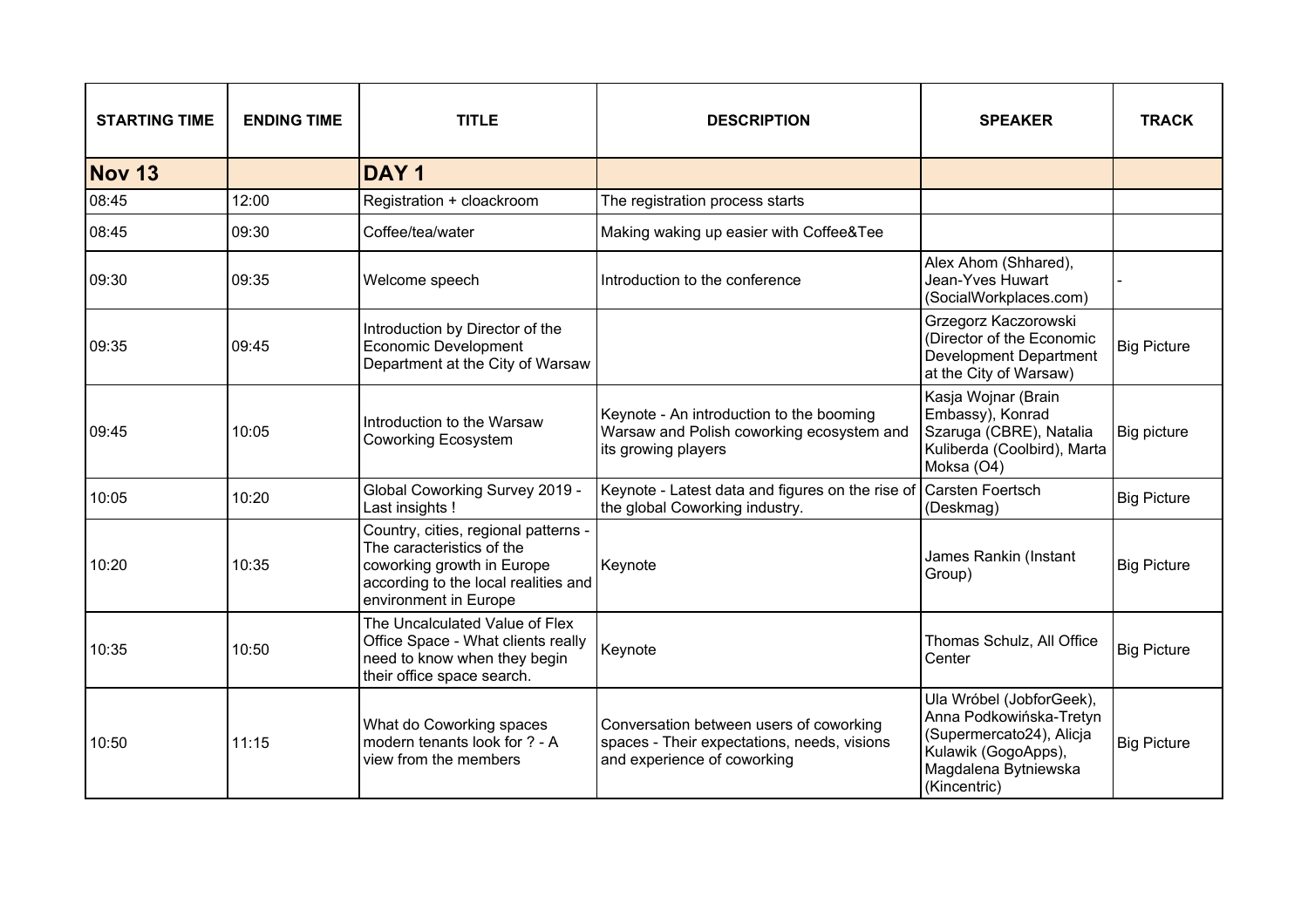| STARTING TIME | ENDING TIME | TITLE | DESCRIPTION | SPEAKER | TRACK |
|---|---|---|---|---|---|
| **Nov 13** | | **DAY 1** | | | |
| 08:45 | 12:00 | Registration + cloackroom | The registration process starts | | |
| 08:45 | 09:30 | Coffee/tea/water | Making waking up easier with Coffee&Tee | | |
| 09:30 | 09:35 | Welcome speech | Introduction to the conference | Alex Ahom (Shhared), Jean-Yves Huwart (SocialWorkplaces.com) | - |
| 09:35 | 09:45 | Introduction by Director of the Economic Development Department at the City of Warsaw | | Grzegorz Kaczorowski (Director of the Economic Development Department at the City of Warsaw) | Big Picture |
| 09:45 | 10:05 | Introduction to the Warsaw Coworking Ecosystem | Keynote - An introduction to the booming Warsaw and Polish coworking ecosystem and its growing players | Kasja Wojnar (Brain Embassy), Konrad Szaruga (CBRE), Natalia Kuliberda (Coolbird), Marta Moksa (O4) | Big picture |
| 10:05 | 10:20 | Global Coworking Survey 2019 - Last insights ! | Keynote - Latest data and figures on the rise of the global Coworking industry. | Carsten Foertsch (Deskmag) | Big Picture |
| 10:20 | 10:35 | Country, cities, regional patterns - The caracteristics of the coworking growth in Europe according to the local realities and environment in Europe | Keynote | James Rankin (Instant Group) | Big Picture |
| 10:35 | 10:50 | The Uncalculated Value of Flex Office Space - What clients really need to know when they begin their office space search. | Keynote | Thomas Schulz, All Office Center | Big Picture |
| 10:50 | 11:15 | What do Coworking spaces modern tenants look for ? - A view from the members | Conversation between users of coworking spaces - Their expectations, needs, visions and experience of coworking | Ula Wróbel (JobforGeek), Anna Podkowińska-Tretyn (Supermercato24), Alicja Kulawik (GogoApps), Magdalena Bytniewska (Kincentric) | Big Picture |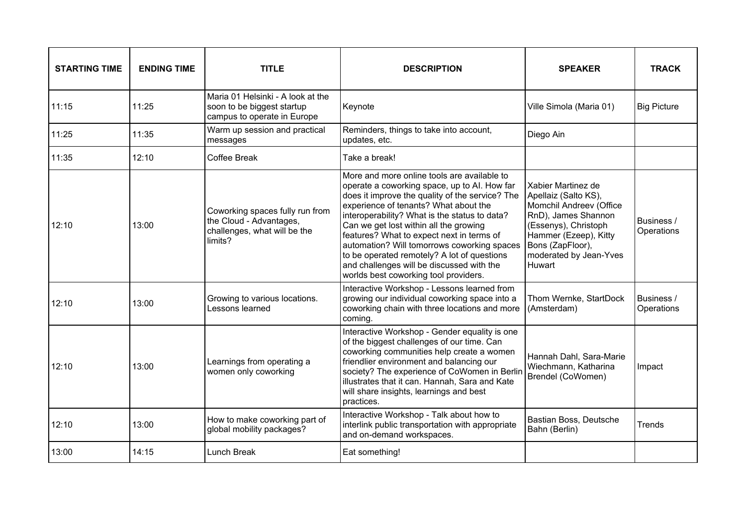| STARTING TIME | ENDING TIME | TITLE | DESCRIPTION | SPEAKER | TRACK |
|---|---|---|---|---|---|
| 11:15 | 11:25 | Maria 01 Helsinki - A look at the soon to be biggest startup campus to operate in Europe | Keynote | Ville Simola (Maria 01) | Big Picture |
| 11:25 | 11:35 | Warm up session and practical messages | Reminders, things to take into account, updates, etc. | Diego Ain | |
| 11:35 | 12:10 | Coffee Break | Take a break! | | |
| 12:10 | 13:00 | Coworking spaces fully run from the Cloud - Advantages, challenges, what will be the limits? | More and more online tools are available to operate a coworking space, up to AI. How far does it improve the quality of the service? The experience of tenants? What about the interoperability? What is the status to data? Can we get lost within all the growing features? What to expect next in terms of automation? Will tomorrows coworking spaces to be operated remotely? A lot of questions and challenges will be discussed with the worlds best coworking tool providers. | Xabier Martinez de Apellaiz (Salto KS), Momchil Andreev (Office RnD), James Shannon (Essenys), Christoph Hammer (Ezeep), Kitty Bons (ZapFloor), moderated by Jean-Yves Huwart | Business / Operations |
| 12:10 | 13:00 | Growing to various locations. Lessons learned | Interactive Workshop - Lessons learned from growing our individual coworking space into a coworking chain with three locations and more coming. | Thom Wernke, StartDock (Amsterdam) | Business / Operations |
| 12:10 | 13:00 | Learnings from operating a women only coworking | Interactive Workshop - Gender equality is one of the biggest challenges of our time. Can coworking communities help create a women friendlier environment and balancing our society? The experience of CoWomen in Berlin illustrates that it can. Hannah, Sara and Kate will share insights, learnings and best practices. | Hannah Dahl, Sara-Marie Wiechmann, Katharina Brendel (CoWomen) | Impact |
| 12:10 | 13:00 | How to make coworking part of global mobility packages? | Interactive Workshop - Talk about how to interlink public transportation with appropriate and on-demand workspaces. | Bastian Boss, Deutsche Bahn (Berlin) | Trends |
| 13:00 | 14:15 | Lunch Break | Eat something! | | |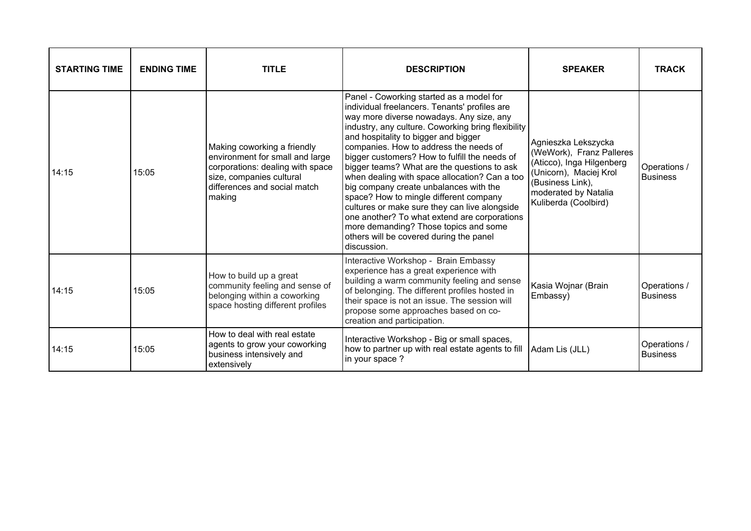| STARTING TIME | ENDING TIME | TITLE | DESCRIPTION | SPEAKER | TRACK |
|---|---|---|---|---|---|
| 14:15 | 15:05 | Making coworking a friendly environment for small and large corporations: dealing with space size, companies cultural differences and social match making | Panel - Coworking started as a model for individual freelancers. Tenants' profiles are way more diverse nowadays. Any size, any industry, any culture. Coworking bring flexibility and hospitality to bigger and bigger companies. How to address the needs of bigger customers? How to fulfill the needs of bigger teams? What are the questions to ask when dealing with space allocation? Can a too big company create unbalances with the space? How to mingle different company cultures or make sure they can live alongside one another? To what extend are corporations more demanding? Those topics and some others will be covered during the panel discussion. | Agnieszka Lekszycka (WeWork), Franz Palleres (Aticco), Inga Hilgenberg (Unicorn), Maciej Krol (Business Link), moderated by Natalia Kuliberda (Coolbird) | Operations / Business |
| 14:15 | 15:05 | How to build up a great community feeling and sense of belonging within a coworking space hosting different profiles | Interactive Workshop - Brain Embassy experience has a great experience with building a warm community feeling and sense of belonging. The different profiles hosted in their space is not an issue. The session will propose some approaches based on co-creation and participation. | Kasia Wojnar (Brain Embassy) | Operations / Business |
| 14:15 | 15:05 | How to deal with real estate agents to grow your coworking business intensively and extensively | Interactive Workshop - Big or small spaces, how to partner up with real estate agents to fill in your space ? | Adam Lis (JLL) | Operations / Business |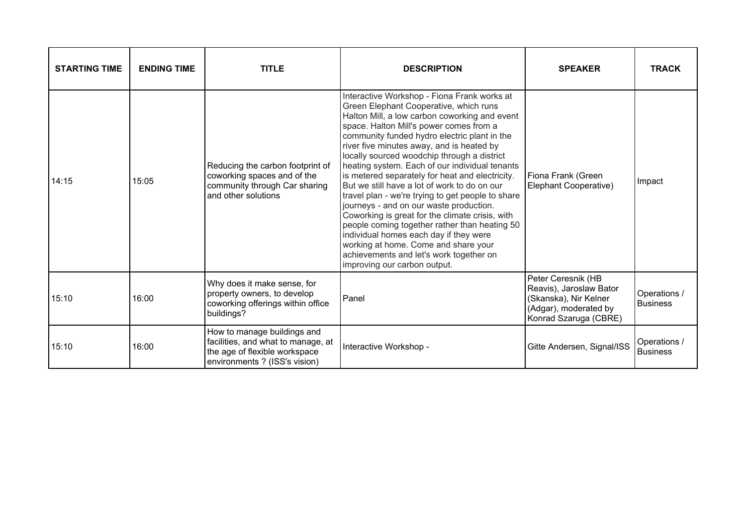| STARTING TIME | ENDING TIME | TITLE | DESCRIPTION | SPEAKER | TRACK |
|---|---|---|---|---|---|
| 14:15 | 15:05 | Reducing the carbon footprint of coworking spaces and of the community through Car sharing and other solutions | Interactive Workshop - Fiona Frank works at Green Elephant Cooperative, which runs Halton Mill, a low carbon coworking and event space. Halton Mill's power comes from a community funded hydro electric plant in the river five minutes away, and is heated by locally sourced woodchip through a district heating system. Each of our individual tenants is metered separately for heat and electricity. But we still have a lot of work to do on our travel plan - we're trying to get people to share journeys - and on our waste production. Coworking is great for the climate crisis, with people coming together rather than heating 50 individual homes each day if they were working at home. Come and share your achievements and let's work together on improving our carbon output. | Fiona Frank (Green Elephant Cooperative) | Impact |
| 15:10 | 16:00 | Why does it make sense, for property owners, to develop coworking offerings within office buildings? | Panel | Peter Ceresnik (HB Reavis), Jaroslaw Bator (Skanska), Nir Kelner (Adgar), moderated by Konrad Szaruga (CBRE) | Operations / Business |
| 15:10 | 16:00 | How to manage buildings and facilities, and what to manage, at the age of flexible workspace environments ? (ISS's vision) | Interactive Workshop - | Gitte Andersen, Signal/ISS | Operations / Business |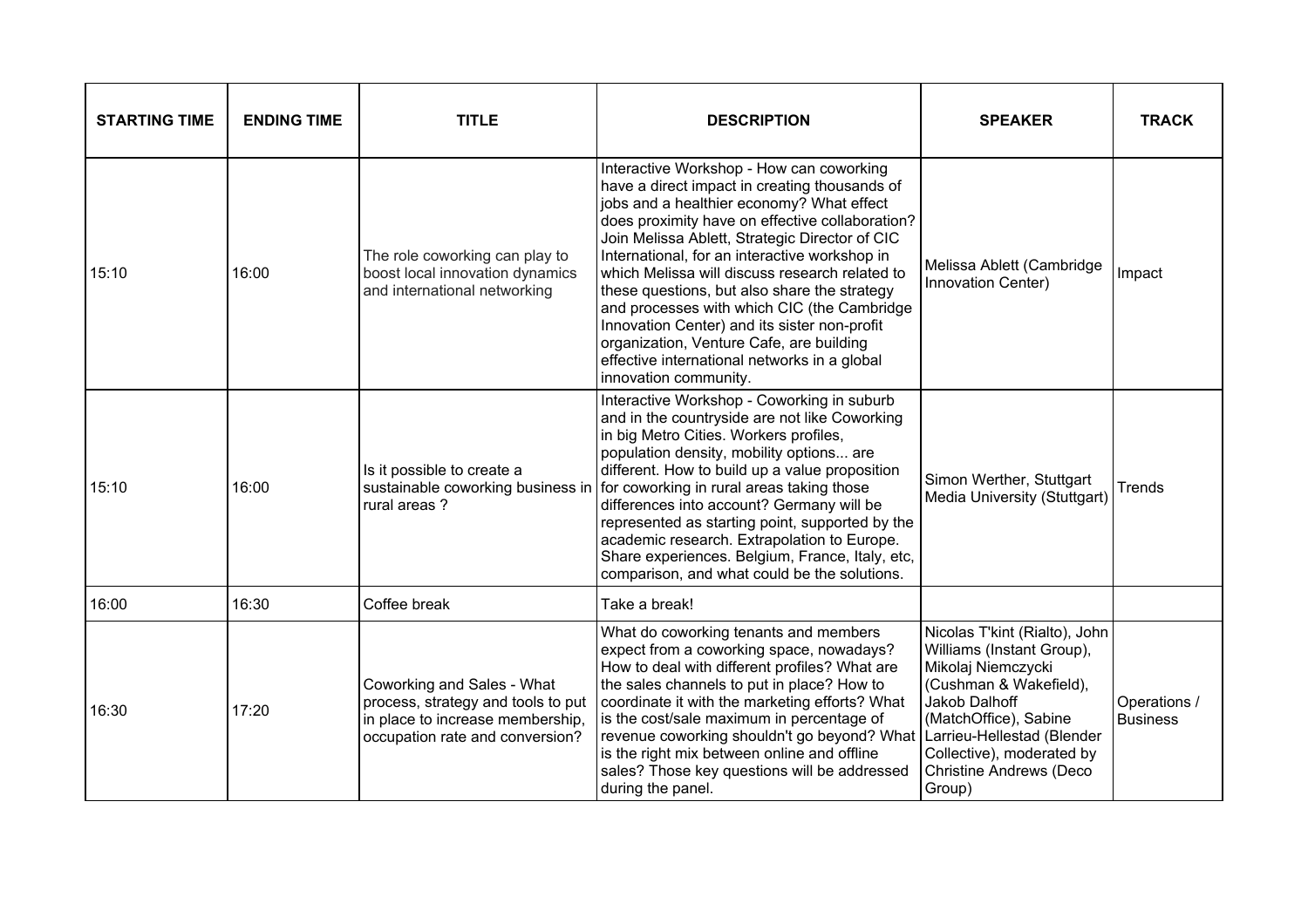| STARTING TIME | ENDING TIME | TITLE | DESCRIPTION | SPEAKER | TRACK |
|---|---|---|---|---|---|
| 15:10 | 16:00 | The role coworking can play to boost local innovation dynamics and international networking | Interactive Workshop - How can coworking have a direct impact in creating thousands of jobs and a healthier economy? What effect does proximity have on effective collaboration? Join Melissa Ablett, Strategic Director of CIC International, for an interactive workshop in which Melissa will discuss research related to these questions, but also share the strategy and processes with which CIC (the Cambridge Innovation Center) and its sister non-profit organization, Venture Cafe, are building effective international networks in a global innovation community. | Melissa Ablett (Cambridge Innovation Center) | Impact |
| 15:10 | 16:00 | Is it possible to create a sustainable coworking business in rural areas ? | Interactive Workshop - Coworking in suburb and in the countryside are not like Coworking in big Metro Cities. Workers profiles, population density, mobility options... are different. How to build up a value proposition for coworking in rural areas taking those differences into account? Germany will be represented as starting point, supported by the academic research. Extrapolation to Europe. Share experiences. Belgium, France, Italy, etc, comparison, and what could be the solutions. | Simon Werther, Stuttgart Media University (Stuttgart) | Trends |
| 16:00 | 16:30 | Coffee break | Take a break! | | |
| 16:30 | 17:20 | Coworking and Sales - What process, strategy and tools to put in place to increase membership, occupation rate and conversion? | What do coworking tenants and members expect from a coworking space, nowadays? How to deal with different profiles? What are the sales channels to put in place? How to coordinate it with the marketing efforts? What is the cost/sale maximum in percentage of revenue coworking shouldn't go beyond? What is the right mix between online and offline sales? Those key questions will be addressed during the panel. | Nicolas T'kint (Rialto), John Williams (Instant Group), Mikolaj Niemczycki (Cushman & Wakefield), Jakob Dalhoff (MatchOffice), Sabine Larrieu-Hellestad (Blender Collective), moderated by Christine Andrews (Deco Group) | Operations / Business |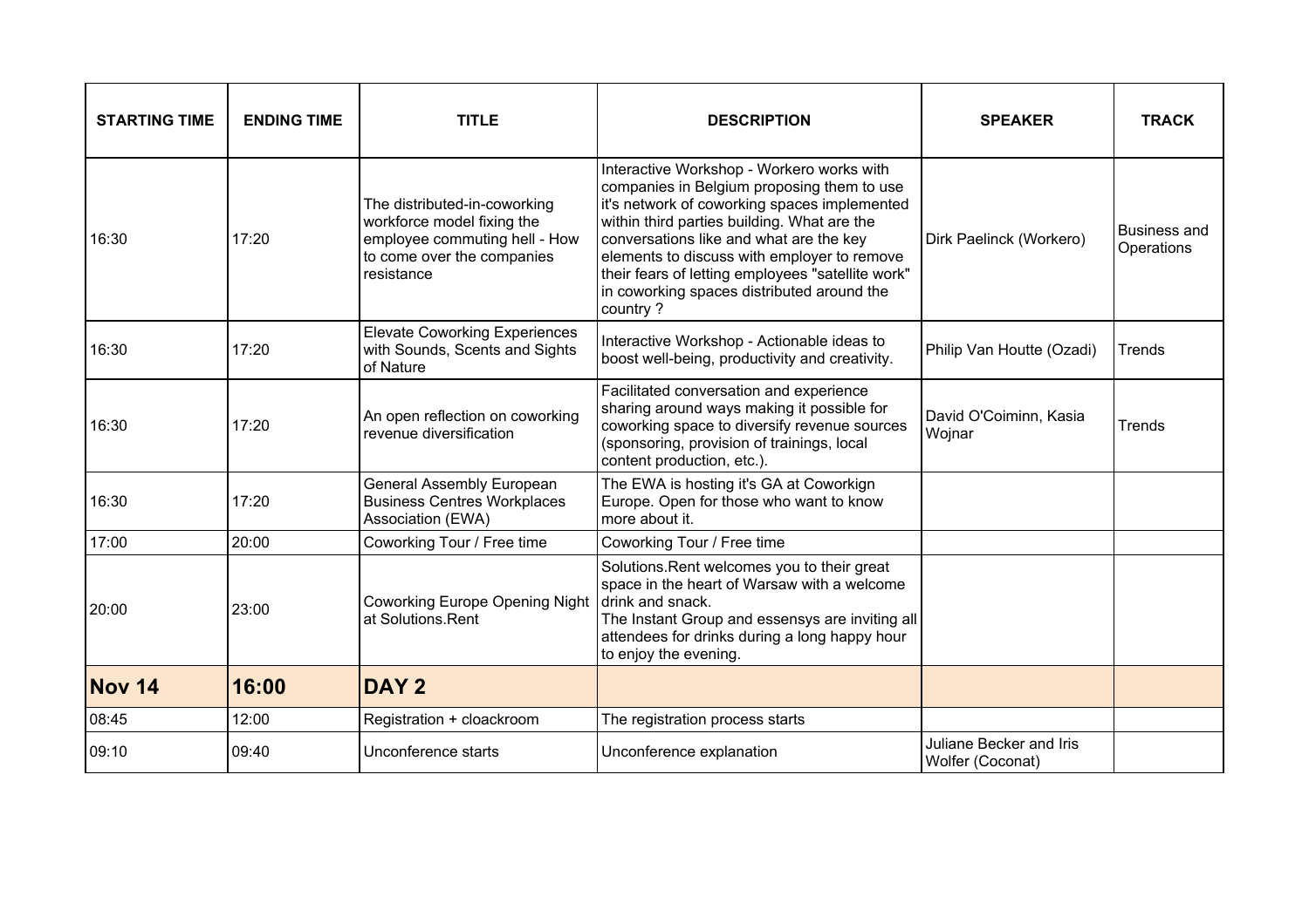| STARTING TIME | ENDING TIME | TITLE | DESCRIPTION | SPEAKER | TRACK |
|---|---|---|---|---|---|
| 16:30 | 17:20 | The distributed-in-coworking workforce model fixing the employee commuting hell - How to come over the companies resistance | Interactive Workshop - Workero works with companies in Belgium proposing them to use it's network of coworking spaces implemented within third parties building. What are the conversations like and what are the key elements to discuss with employer to remove their fears of letting employees "satellite work" in coworking spaces distributed around the country ? | Dirk Paelinck (Workero) | Business and Operations |
| 16:30 | 17:20 | Elevate Coworking Experiences with Sounds, Scents and Sights of Nature | Interactive Workshop - Actionable ideas to boost well-being, productivity and creativity. | Philip Van Houtte (Ozadi) | Trends |
| 16:30 | 17:20 | An open reflection on coworking revenue diversification | Facilitated conversation and experience sharing around ways making it possible for coworking space to diversify revenue sources (sponsoring, provision of trainings, local content production, etc.). | David O'Coiminn, Kasia Wojnar | Trends |
| 16:30 | 17:20 | General Assembly European Business Centres Workplaces Association (EWA) | The EWA is hosting it's GA at Coworkign Europe. Open for those who want to know more about it. | | |
| 17:00 | 20:00 | Coworking Tour / Free time | Coworking Tour / Free time | | |
| 20:00 | 23:00 | Coworking Europe Opening Night at Solutions.Rent | Solutions.Rent welcomes you to their great space in the heart of Warsaw with a welcome drink and snack.<br>The Instant Group and essensys are inviting all attendees for drinks during a long happy hour to enjoy the evening. | | |
| **Nov 14** | **16:00** | **DAY 2** | | | |
| 08:45 | 12:00 | Registration + cloackroom | The registration process starts | | |
| 09:10 | 09:40 | Unconference starts | Unconference explanation | Juliane Becker and Iris Wolfer (Coconat) | |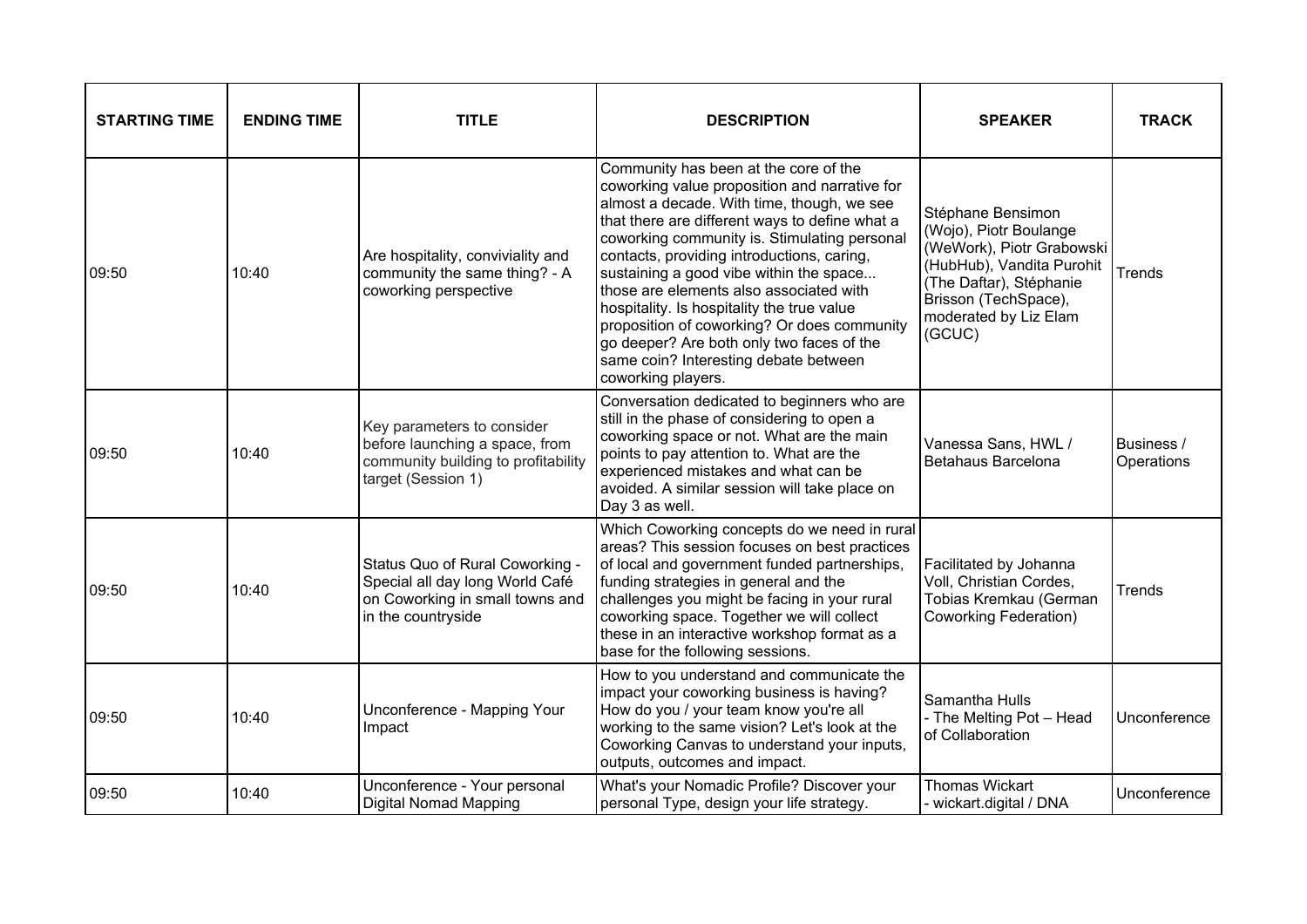| STARTING TIME | ENDING TIME | TITLE | DESCRIPTION | SPEAKER | TRACK |
|---|---|---|---|---|---|
| 09:50 | 10:40 | Are hospitality, conviviality and community the same thing? - A coworking perspective | Community has been at the core of the coworking value proposition and narrative for almost a decade. With time, though, we see that there are different ways to define what a coworking community is. Stimulating personal contacts, providing introductions, caring, sustaining a good vibe within the space... those are elements also associated with hospitality. Is hospitality the true value proposition of coworking? Or does community go deeper? Are both only two faces of the same coin? Interesting debate between coworking players. | Stéphane Bensimon (Wojo), Piotr Boulange (WeWork), Piotr Grabowski (HubHub), Vandita Purohit (The Daftar), Stéphanie Brisson (TechSpace), moderated by Liz Elam (GCUC) | Trends |
| 09:50 | 10:40 | Key parameters to consider before launching a space, from community building to profitability target (Session 1) | Conversation dedicated to beginners who are still in the phase of considering to open a coworking space or not. What are the main points to pay attention to. What are the experienced mistakes and what can be avoided. A similar session will take place on Day 3 as well. | Vanessa Sans, HWL / Betahaus Barcelona | Business / Operations |
| 09:50 | 10:40 | Status Quo of Rural Coworking - Special all day long World Café on Coworking in small towns and in the countryside | Which Coworking concepts do we need in rural areas? This session focuses on best practices of local and government funded partnerships, funding strategies in general and the challenges you might be facing in your rural coworking space. Together we will collect these in an interactive workshop format as a base for the following sessions. | Facilitated by Johanna Voll, Christian Cordes, Tobias Kremkau (German Coworking Federation) | Trends |
| 09:50 | 10:40 | Unconference - Mapping Your Impact | How to you understand and communicate the impact your coworking business is having? How do you / your team know you're all working to the same vision? Let's look at the Coworking Canvas to understand your inputs, outputs, outcomes and impact. | Samantha Hulls - The Melting Pot – Head of Collaboration | Unconference |
| 09:50 | 10:40 | Unconference - Your personal Digital Nomad Mapping | What's your Nomadic Profile? Discover your personal Type, design your life strategy. | Thomas Wickart - wickart.digital / DNA | Unconference |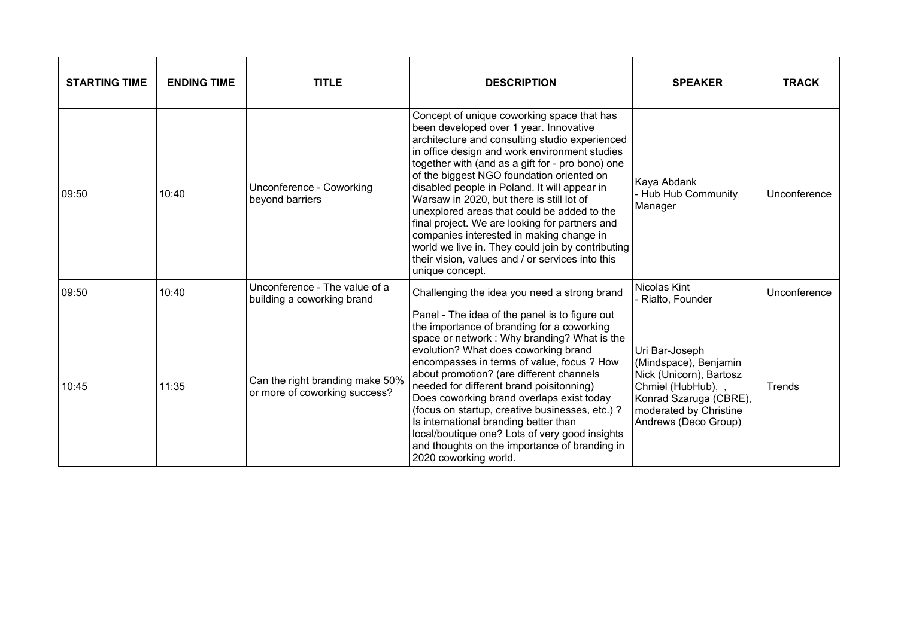| STARTING TIME | ENDING TIME | TITLE | DESCRIPTION | SPEAKER | TRACK |
|---|---|---|---|---|---|
| 09:50 | 10:40 | Unconference - Coworking beyond barriers | Concept of unique coworking space that has been developed over 1 year. Innovative architecture and consulting studio experienced in office design and work environment studies together with (and as a gift for - pro bono) one of the biggest NGO foundation oriented on disabled people in Poland. It will appear in Warsaw in 2020, but there is still lot of unexplored areas that could be added to the final project. We are looking for partners and companies interested in making change in world we live in. They could join by contributing their vision, values and / or services into this unique concept. | Kaya Abdank - Hub Hub Community Manager | Unconference |
| 09:50 | 10:40 | Unconference - The value of a building a coworking brand | Challenging the idea you need a strong brand | Nicolas Kint - Rialto, Founder | Unconference |
| 10:45 | 11:35 | Can the right branding make 50% or more of coworking success? | Panel - The idea of the panel is to figure out the importance of branding for a coworking space or network : Why branding? What is the evolution? What does coworking brand encompasses in terms of value, focus ? How about promotion? (are different channels needed for different brand poisitonning) Does coworking brand overlaps exist today (focus on startup, creative businesses, etc.) ? Is international branding better than local/boutique one? Lots of very good insights and thoughts on the importance of branding in 2020 coworking world. | Uri Bar-Joseph (Mindspace), Benjamin Nick (Unicorn), Bartosz Chmiel (HubHub), , Konrad Szaruga (CBRE), moderated by Christine Andrews (Deco Group) | Trends |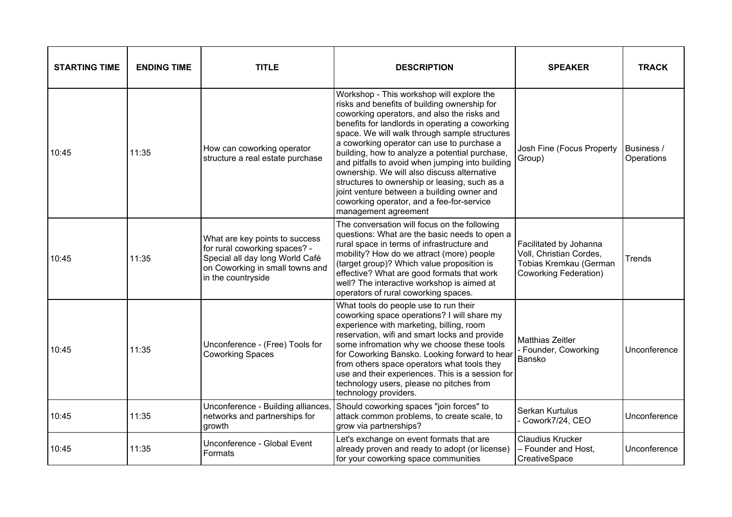| STARTING TIME | ENDING TIME | TITLE | DESCRIPTION | SPEAKER | TRACK |
|---|---|---|---|---|---|
| 10:45 | 11:35 | How can coworking operator structure a real estate purchase | Workshop - This workshop will explore the risks and benefits of building ownership for coworking operators, and also the risks and benefits for landlords in operating a coworking space. We will walk through sample structures a coworking operator can use to purchase a building, how to analyze a potential purchase, and pitfalls to avoid when jumping into building ownership. We will also discuss alternative structures to ownership or leasing, such as a joint venture between a building owner and coworking operator, and a fee-for-service management agreement | Josh Fine (Focus Property Group) | Business / Operations |
| 10:45 | 11:35 | What are key points to success for rural coworking spaces? - Special all day long World Café on Coworking in small towns and in the countryside | The conversation will focus on the following questions: What are the basic needs to open a rural space in terms of infrastructure and mobility? How do we attract (more) people (target group)? Which value proposition is effective? What are good formats that work well? The interactive workshop is aimed at operators of rural coworking spaces. | Facilitated by Johanna Voll, Christian Cordes, Tobias Kremkau (German Coworking Federation) | Trends |
| 10:45 | 11:35 | Unconference - (Free) Tools for Coworking Spaces | What tools do people use to run their coworking space operations? I will share my experience with marketing, billing, room reservation, wifi and smart locks and provide some infromation why we choose these tools for Coworking Bansko. Looking forward to hear from others space operators what tools they use and their experiences. This is a session for technology users, please no pitches from technology providers. | Matthias Zeitler - Founder, Coworking Bansko | Unconference |
| 10:45 | 11:35 | Unconference - Building alliances, networks and partnerships for growth | Should coworking spaces "join forces" to attack common problems, to create scale, to grow via partnerships? | Serkan Kurtulus - Cowork7/24, CEO | Unconference |
| 10:45 | 11:35 | Unconference - Global Event Formats | Let's exchange on event formats that are already proven and ready to adopt (or license) for your coworking space communities | Claudius Krucker – Founder and Host, CreativeSpace | Unconference |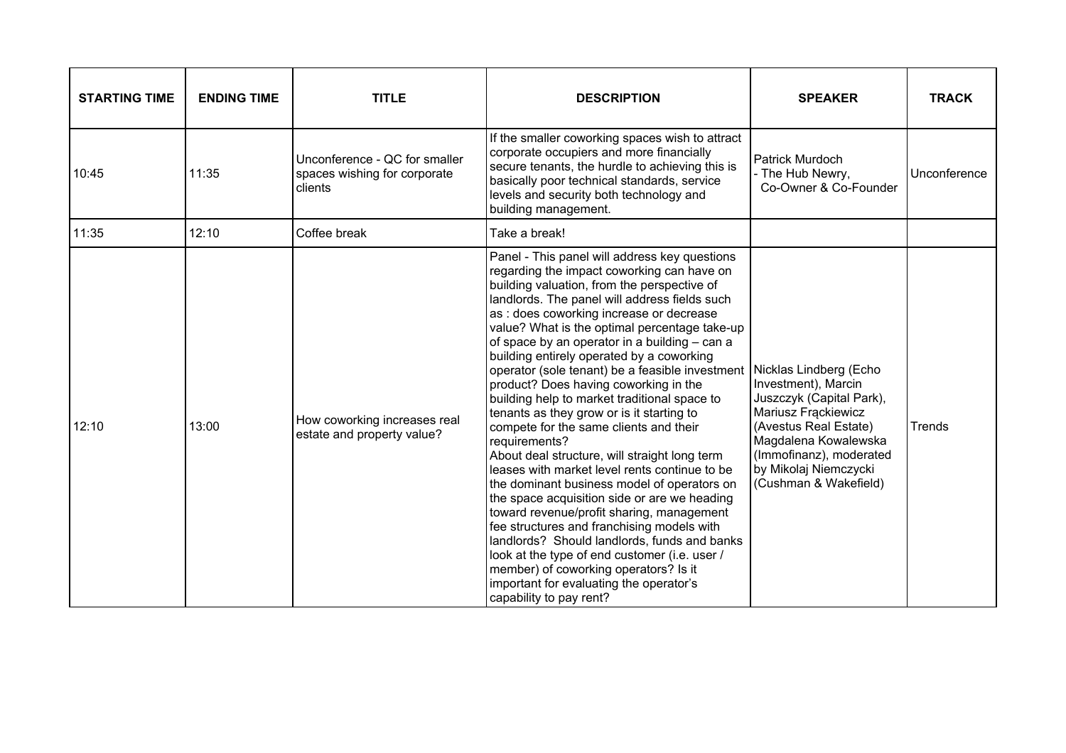| STARTING TIME | ENDING TIME | TITLE | DESCRIPTION | SPEAKER | TRACK |
|---|---|---|---|---|---|
| 10:45 | 11:35 | Unconference - QC for smaller spaces wishing for corporate clients | If the smaller coworking spaces wish to attract corporate occupiers and more financially secure tenants, the hurdle to achieving this is basically poor technical standards, service levels and security both technology and building management. | Patrick Murdoch - The Hub Newry, Co-Owner & Co-Founder | Unconference |
| 11:35 | 12:10 | Coffee break | Take a break! | | |
| 12:10 | 13:00 | How coworking increases real estate and property value? | Panel - This panel will address key questions regarding the impact coworking can have on building valuation, from the perspective of landlords. The panel will address fields such as : does coworking increase or decrease value? What is the optimal percentage take-up of space by an operator in a building – can a building entirely operated by a coworking operator (sole tenant) be a feasible investment product? Does having coworking in the building help to market traditional space to tenants as they grow or is it starting to compete for the same clients and their requirements?<br>About deal structure, will straight long term leases with market level rents continue to be the dominant business model of operators on the space acquisition side or are we heading toward revenue/profit sharing, management fee structures and franchising models with landlords? Should landlords, funds and banks look at the type of end customer (i.e. user / member) of coworking operators? Is it important for evaluating the operator's capability to pay rent? | Nicklas Lindberg (Echo Investment), Marcin Juszczyk (Capital Park), Mariusz Frąckiewicz (Avestus Real Estate) Magdalena Kowalewska (Immofinanz), moderated by Mikolaj Niemczycki (Cushman & Wakefield) | Trends |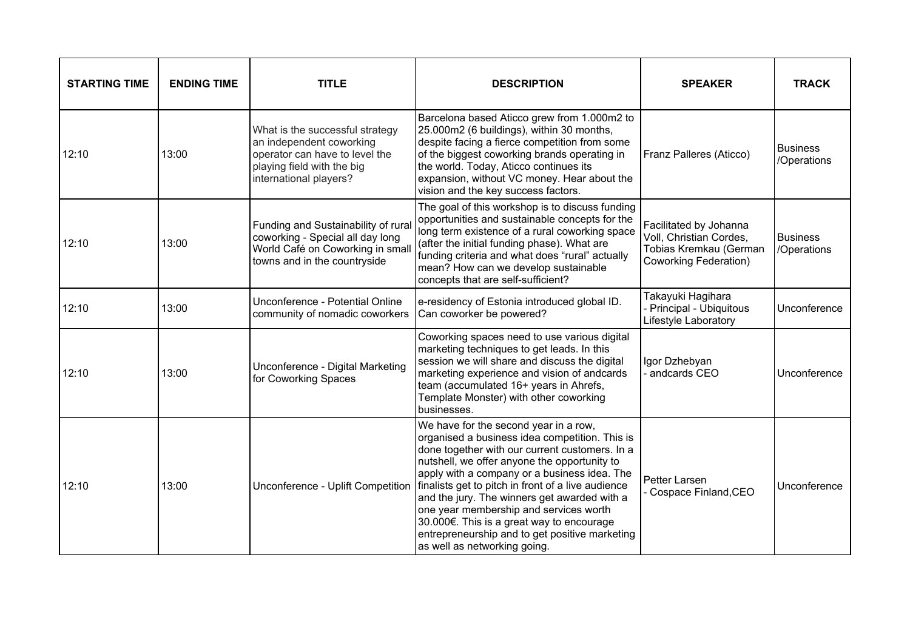| STARTING TIME | ENDING TIME | TITLE | DESCRIPTION | SPEAKER | TRACK |
|---|---|---|---|---|---|
| 12:10 | 13:00 | What is the successful strategy an independent coworking operator can have to level the playing field with the big international players? | Barcelona based Aticco grew from 1.000m2 to 25.000m2 (6 buildings), within 30 months, despite facing a fierce competition from some of the biggest coworking brands operating in the world. Today, Aticco continues its expansion, without VC money. Hear about the vision and the key success factors. | Franz Palleres (Aticco) | Business /Operations |
| 12:10 | 13:00 | Funding and Sustainability of rural coworking - Special all day long World Café on Coworking in small towns and in the countryside | The goal of this workshop is to discuss funding opportunities and sustainable concepts for the long term existence of a rural coworking space (after the initial funding phase). What are funding criteria and what does "rural" actually mean? How can we develop sustainable concepts that are self-sufficient? | Facilitated by Johanna Voll, Christian Cordes, Tobias Kremkau (German Coworking Federation) | Business /Operations |
| 12:10 | 13:00 | Unconference - Potential Online community of nomadic coworkers | e-residency of Estonia introduced global ID. Can coworker be powered? | Takayuki Hagihara - Principal - Ubiquitous Lifestyle Laboratory | Unconference |
| 12:10 | 13:00 | Unconference - Digital Marketing for Coworking Spaces | Coworking spaces need to use various digital marketing techniques to get leads. In this session we will share and discuss the digital marketing experience and vision of andcards team (accumulated 16+ years in Ahrefs, Template Monster) with other coworking businesses. | Igor Dzhebyan - andcards CEO | Unconference |
| 12:10 | 13:00 | Unconference - Uplift Competition | We have for the second year in a row, organised a business idea competition. This is done together with our current customers. In a nutshell, we offer anyone the opportunity to apply with a company or a business idea. The finalists get to pitch in front of a live audience and the jury. The winners get awarded with a one year membership and services worth 30.000€. This is a great way to encourage entrepreneurship and to get positive marketing as well as networking going. | Petter Larsen - Cospace Finland,CEO | Unconference |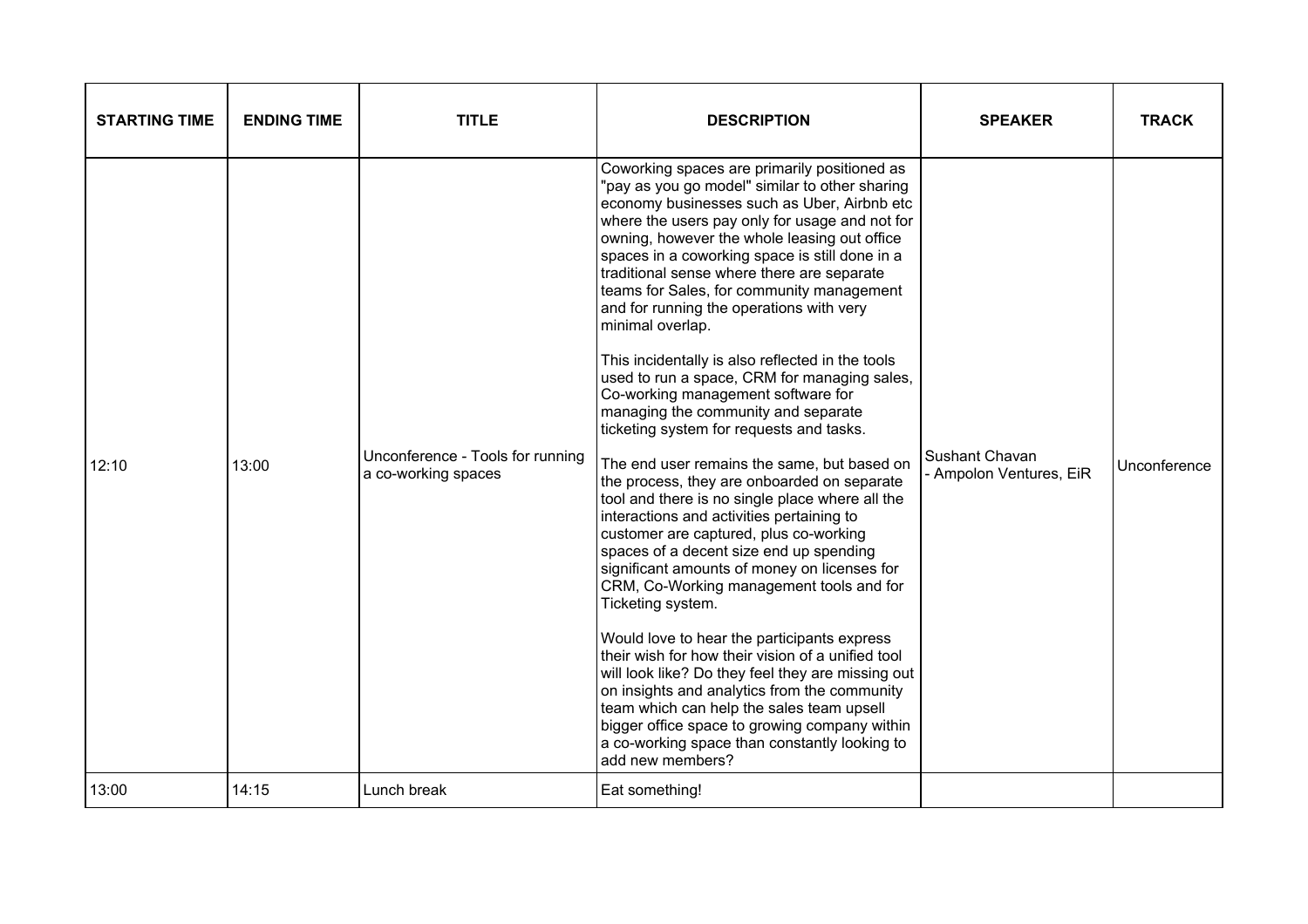| STARTING TIME | ENDING TIME | TITLE | DESCRIPTION | SPEAKER | TRACK |
|---|---|---|---|---|---|
| 12:10 | 13:00 | Unconference - Tools for running a co-working spaces | Coworking spaces are primarily positioned as "pay as you go model" similar to other sharing economy businesses such as Uber, Airbnb etc where the users pay only for usage and not for owning, however the whole leasing out office spaces in a coworking space is still done in a traditional sense where there are separate teams for Sales, for community management and for running the operations with very minimal overlap.<br><br>This incidentally is also reflected in the tools used to run a space, CRM for managing sales, Co-working management software for managing the community and separate ticketing system for requests and tasks.<br><br>The end user remains the same, but based on the process, they are onboarded on separate tool and there is no single place where all the interactions and activities pertaining to customer are captured, plus co-working spaces of a decent size end up spending significant amounts of money on licenses for CRM, Co-Working management tools and for Ticketing system.<br><br>Would love to hear the participants express their wish for how their vision of a unified tool will look like? Do they feel they are missing out on insights and analytics from the community team which can help the sales team upsell bigger office space to growing company within a co-working space than constantly looking to add new members? | Sushant Chavan - Ampolon Ventures, EiR | Unconference |
| 13:00 | 14:15 | Lunch break | Eat something! | | |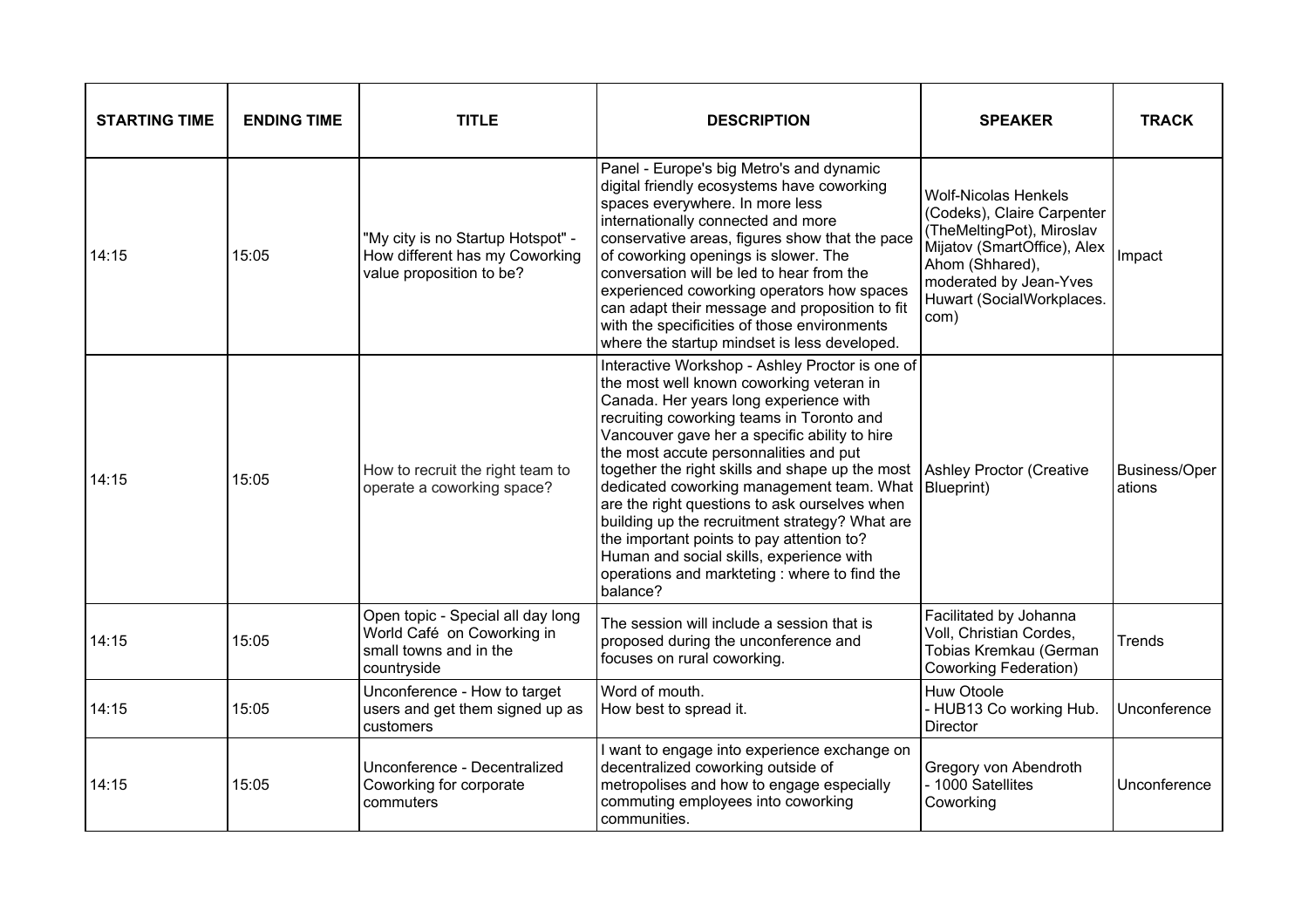| STARTING TIME | ENDING TIME | TITLE | DESCRIPTION | SPEAKER | TRACK |
|---|---|---|---|---|---|
| 14:15 | 15:05 | "My city is no Startup Hotspot" - How different has my Coworking value proposition to be? | Panel - Europe's big Metro's and dynamic digital friendly ecosystems have coworking spaces everywhere. In more less internationally connected and more conservative areas, figures show that the pace of coworking openings is slower. The conversation will be led to hear from the experienced coworking operators how spaces can adapt their message and proposition to fit with the specificities of those environments where the startup mindset is less developed. | Wolf-Nicolas Henkels (Codeks), Claire Carpenter (TheMeltingPot), Miroslav Mijatov (SmartOffice), Alex Ahom (Shhared), moderated by Jean-Yves Huwart (SocialWorkplaces.com) | Impact |
| 14:15 | 15:05 | How to recruit the right team to operate a coworking space? | Interactive Workshop - Ashley Proctor is one of the most well known coworking veteran in Canada. Her years long experience with recruiting coworking teams in Toronto and Vancouver gave her a specific ability to hire the most accute personnalities and put together the right skills and shape up the most dedicated coworking management team. What are the right questions to ask ourselves when building up the recruitment strategy? What are the important points to pay attention to? Human and social skills, experience with operations and markteting : where to find the balance? | Ashley Proctor (Creative Blueprint) | Business/Operations |
| 14:15 | 15:05 | Open topic - Special all day long World Café on Coworking in small towns and in the countryside | The session will include a session that is proposed during the unconference and focuses on rural coworking. | Facilitated by Johanna Voll, Christian Cordes, Tobias Kremkau (German Coworking Federation) | Trends |
| 14:15 | 15:05 | Unconference - How to target users and get them signed up as customers | Word of mouth.<br>How best to spread it. | Huw Otoole<br>- HUB13 Co working Hub. Director | Unconference |
| 14:15 | 15:05 | Unconference - Decentralized Coworking for corporate commuters | I want to engage into experience exchange on decentralized coworking outside of metropolises and how to engage especially commuting employees into coworking communities. | Gregory von Abendroth<br>- 1000 Satellites Coworking | Unconference |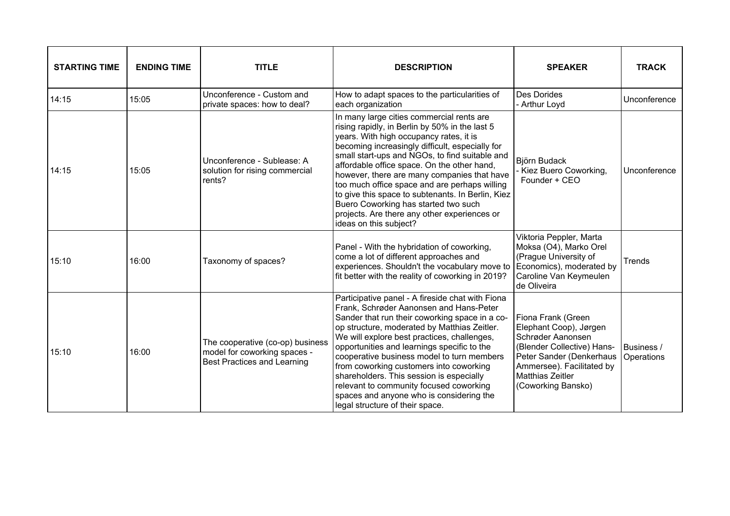| STARTING TIME | ENDING TIME | TITLE | DESCRIPTION | SPEAKER | TRACK |
|---|---|---|---|---|---|
| 14:15 | 15:05 | Unconference - Custom and private spaces: how to deal? | How to adapt spaces to the particularities of each organization | Des Dorides - Arthur Loyd | Unconference |
| 14:15 | 15:05 | Unconference - Sublease: A solution for rising commercial rents? | In many large cities commercial rents are rising rapidly, in Berlin by 50% in the last 5 years. With high occupancy rates, it is becoming increasingly difficult, especially for small start-ups and NGOs, to find suitable and affordable office space. On the other hand, however, there are many companies that have too much office space and are perhaps willing to give this space to subtenants. In Berlin, Kiez Buero Coworking has started two such projects. Are there any other experiences or ideas on this subject? | Björn Budack - Kiez Buero Coworking, Founder + CEO | Unconference |
| 15:10 | 16:00 | Taxonomy of spaces? | Panel - With the hybridation of coworking, come a lot of different approaches and experiences. Shouldn't the vocabulary move to fit better with the reality of coworking in 2019? | Viktoria Peppler, Marta Moksa (O4), Marko Orel (Prague University of Economics), moderated by Caroline Van Keymeulen de Oliveira | Trends |
| 15:10 | 16:00 | The cooperative (co-op) business model for coworking spaces - Best Practices and Learning | Participative panel - A fireside chat with Fiona Frank, Schrøder Aanonsen and Hans-Peter Sander that run their coworking space in a co-op structure, moderated by Matthias Zeitler. We will explore best practices, challenges, opportunities and learnings specific to the cooperative business model to turn members from coworking customers into coworking shareholders. This session is especially relevant to community focused coworking spaces and anyone who is considering the legal structure of their space. | Fiona Frank (Green Elephant Coop), Jørgen Schrøder Aanonsen (Blender Collective) Hans-Peter Sander (Denkerhaus Ammersee). Facilitated by Matthias Zeitler (Coworking Bansko) | Business / Operations |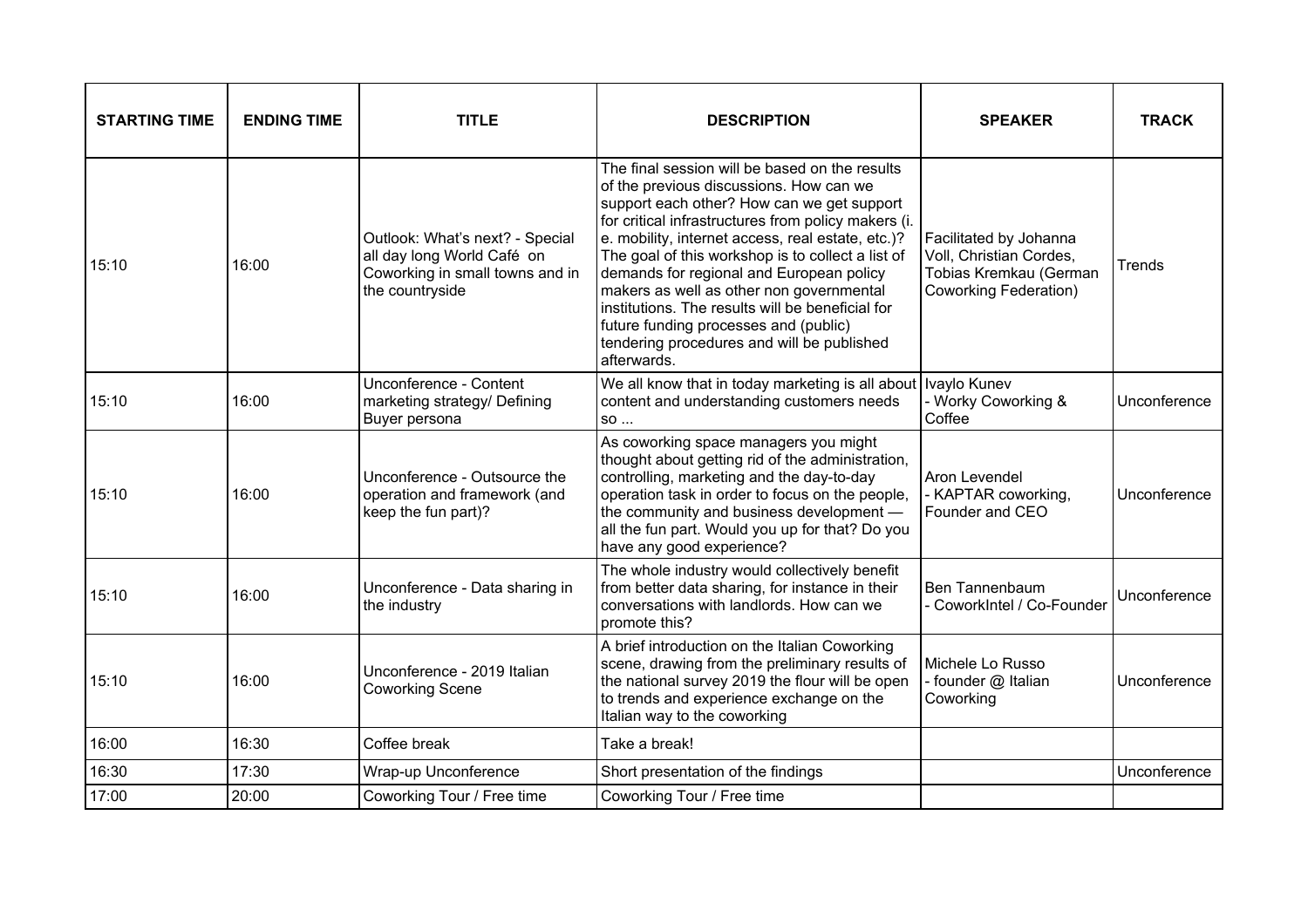| STARTING TIME | ENDING TIME | TITLE | DESCRIPTION | SPEAKER | TRACK |
|---|---|---|---|---|---|
| 15:10 | 16:00 | Outlook: What's next? - Special all day long World Café on Coworking in small towns and in the countryside | The final session will be based on the results of the previous discussions. How can we support each other? How can we get support for critical infrastructures from policy makers (i. e. mobility, internet access, real estate, etc.)? The goal of this workshop is to collect a list of demands for regional and European policy makers as well as other non governmental institutions. The results will be beneficial for future funding processes and (public) tendering procedures and will be published afterwards. | Facilitated by Johanna Voll, Christian Cordes, Tobias Kremkau (German Coworking Federation) | Trends |
| 15:10 | 16:00 | Unconference - Content marketing strategy/ Defining Buyer persona | We all know that in today marketing is all about content and understanding customers needs so ... | Ivaylo Kunev - Worky Coworking & Coffee | Unconference |
| 15:10 | 16:00 | Unconference - Outsource the operation and framework (and keep the fun part)? | As coworking space managers you might thought about getting rid of the administration, controlling, marketing and the day-to-day operation task in order to focus on the people, the community and business development — all the fun part. Would you up for that? Do you have any good experience? | Aron Levendel - KAPTAR coworking, Founder and CEO | Unconference |
| 15:10 | 16:00 | Unconference - Data sharing in the industry | The whole industry would collectively benefit from better data sharing, for instance in their conversations with landlords. How can we promote this? | Ben Tannenbaum - CoworkIntel / Co-Founder | Unconference |
| 15:10 | 16:00 | Unconference - 2019 Italian Coworking Scene | A brief introduction on the Italian Coworking scene, drawing from the preliminary results of the national survey 2019 the flour will be open to trends and experience exchange on the Italian way to the coworking | Michele Lo Russo - founder @ Italian Coworking | Unconference |
| 16:00 | 16:30 | Coffee break | Take a break! | | |
| 16:30 | 17:30 | Wrap-up Unconference | Short presentation of the findings | | Unconference |
| 17:00 | 20:00 | Coworking Tour / Free time | Coworking Tour / Free time | | |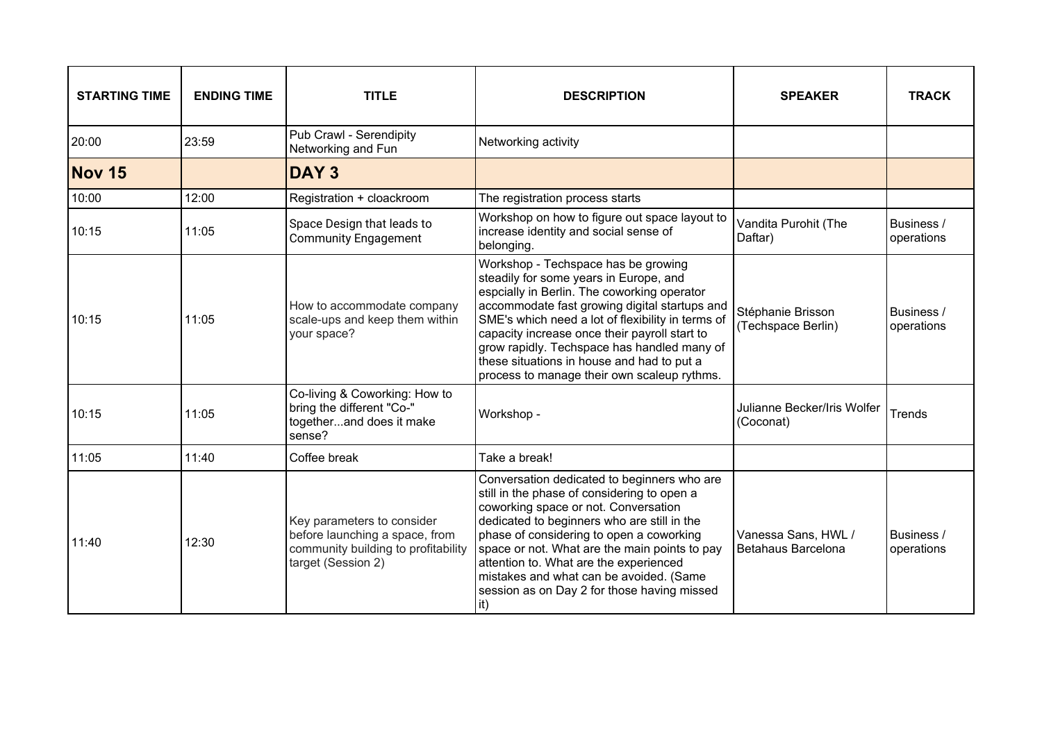| STARTING TIME | ENDING TIME | TITLE | DESCRIPTION | SPEAKER | TRACK |
|---|---|---|---|---|---|
| 20:00 | 23:59 | Pub Crawl - Serendipity Networking and Fun | Networking activity | | |
| **Nov 15** | | **DAY 3** | | | |
| 10:00 | 12:00 | Registration + cloackroom | The registration process starts | | |
| 10:15 | 11:05 | Space Design that leads to Community Engagement | Workshop on how to figure out space layout to increase identity and social sense of belonging. | Vandita Purohit (The Daftar) | Business / operations |
| 10:15 | 11:05 | How to accommodate company scale-ups and keep them within your space? | Workshop - Techspace has be growing steadily for some years in Europe, and espcially in Berlin. The coworking operator accommodate fast growing digital startups and SME's which need a lot of flexibility in terms of capacity increase once their payroll start to grow rapidly. Techspace has handled many of these situations in house and had to put a process to manage their own scaleup rythms. | Stéphanie Brisson (Techspace Berlin) | Business / operations |
| 10:15 | 11:05 | Co-living & Coworking: How to bring the different "Co-" together...and does it make sense? | Workshop - | Julianne Becker/Iris Wolfer (Coconat) | Trends |
| 11:05 | 11:40 | Coffee break | Take a break! | | |
| 11:40 | 12:30 | Key parameters to consider before launching a space, from community building to profitability target (Session 2) | Conversation dedicated to beginners who are still in the phase of considering to open a coworking space or not. Conversation dedicated to beginners who are still in the phase of considering to open a coworking space or not. What are the main points to pay attention to. What are the experienced mistakes and what can be avoided. (Same session as on Day 2 for those having missed it) | Vanessa Sans, HWL / Betahaus Barcelona | Business / operations |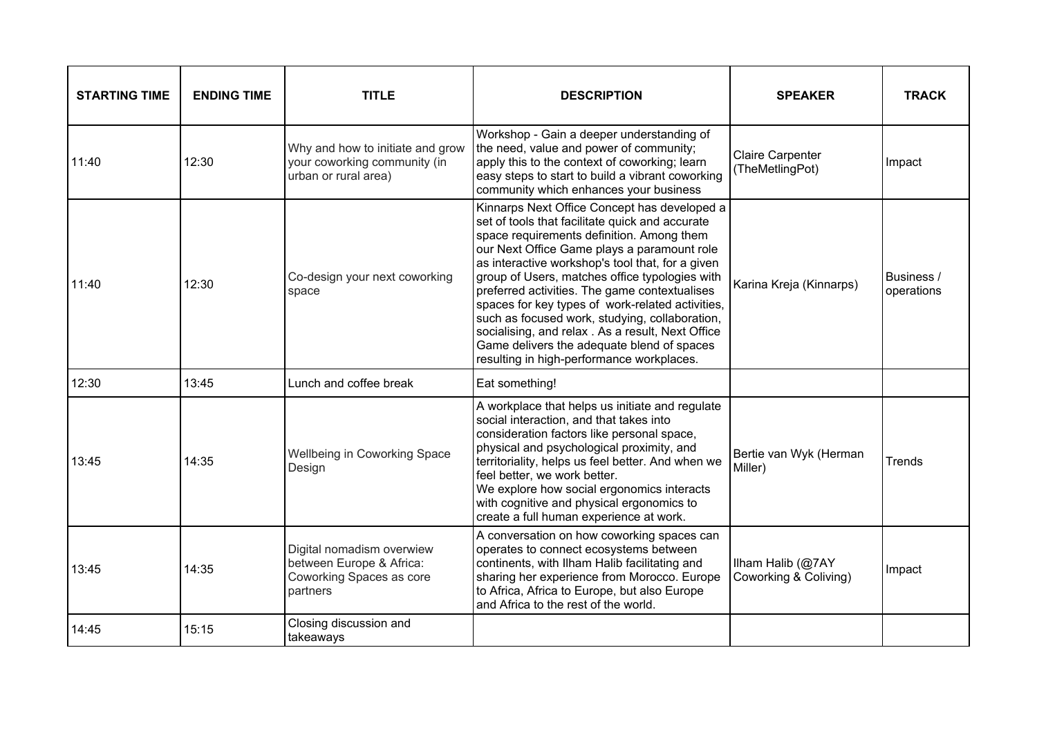| STARTING TIME | ENDING TIME | TITLE | DESCRIPTION | SPEAKER | TRACK |
|---|---|---|---|---|---|
| 11:40 | 12:30 | Why and how to initiate and grow your coworking community (in urban or rural area) | Workshop - Gain a deeper understanding of the need, value and power of community; apply this to the context of coworking; learn easy steps to start to build a vibrant coworking community which enhances your business | Claire Carpenter (TheMetlingPot) | Impact |
| 11:40 | 12:30 | Co-design your next coworking space | Kinnarps Next Office Concept has developed a set of tools that facilitate quick and accurate space requirements definition. Among them our Next Office Game plays a paramount role as interactive workshop's tool that, for a given group of Users, matches office typologies with preferred activities. The game contextualises spaces for key types of work-related activities, such as focused work, studying, collaboration, socialising, and relax . As a result, Next Office Game delivers the adequate blend of spaces resulting in high-performance workplaces. | Karina Kreja (Kinnarps) | Business / operations |
| 12:30 | 13:45 | Lunch and coffee break | Eat something! | | |
| 13:45 | 14:35 | Wellbeing in Coworking Space Design | A workplace that helps us initiate and regulate social interaction, and that takes into consideration factors like personal space, physical and psychological proximity, and territoriality, helps us feel better. And when we feel better, we work better. We explore how social ergonomics interacts with cognitive and physical ergonomics to create a full human experience at work. | Bertie van Wyk (Herman Miller) | Trends |
| 13:45 | 14:35 | Digital nomadism overwiew between Europe & Africa: Coworking Spaces as core partners | A conversation on how coworking spaces can operates to connect ecosystems between continents, with Ilham Halib facilitating and sharing her experience from Morocco. Europe to Africa, Africa to Europe, but also Europe and Africa to the rest of the world. | Ilham Halib (@7AY Coworking & Coliving) | Impact |
| 14:45 | 15:15 | Closing discussion and takeaways | | | |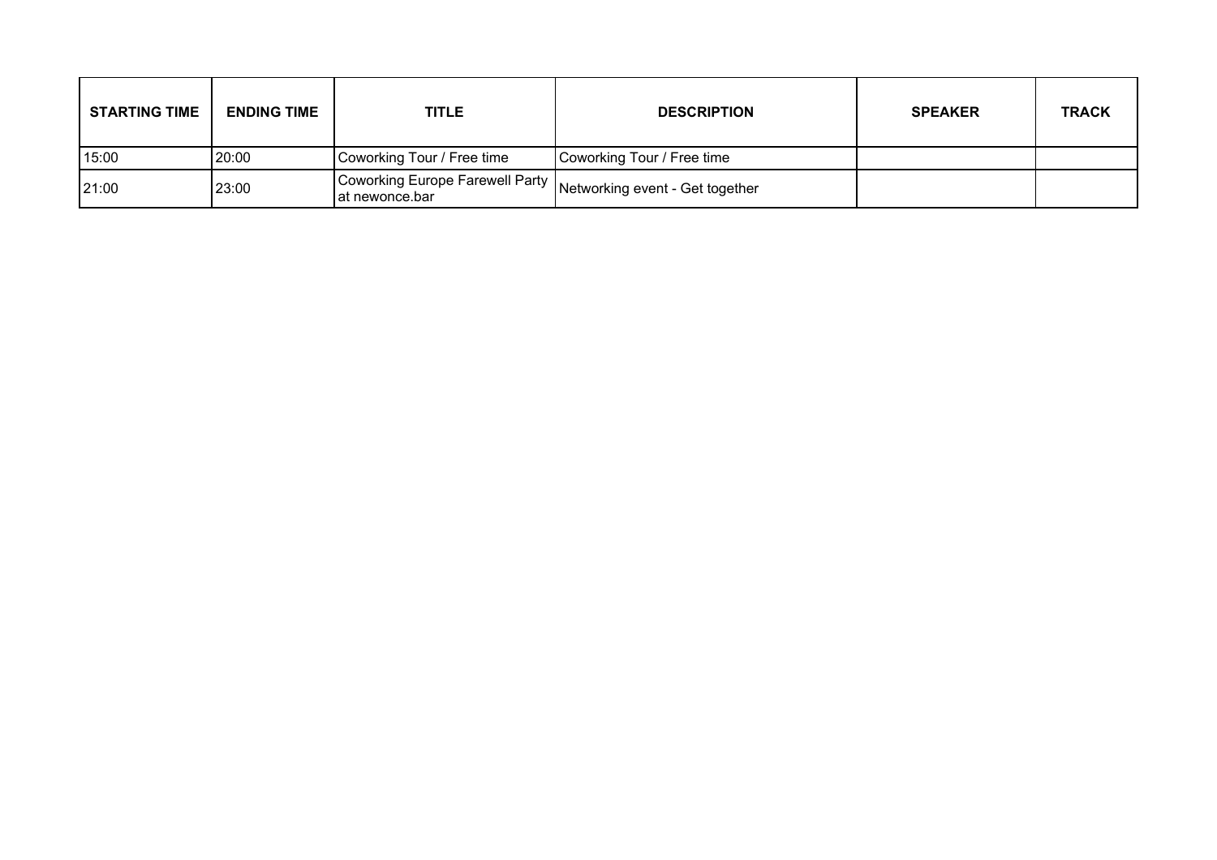| STARTING TIME | ENDING TIME | TITLE | DESCRIPTION | SPEAKER | TRACK |
|---|---|---|---|---|---|
| 15:00 | 20:00 | Coworking Tour / Free time | Coworking Tour / Free time | | |
| 21:00 | 23:00 | Coworking Europe Farewell Party at newonce.bar | Networking event - Get together | | |